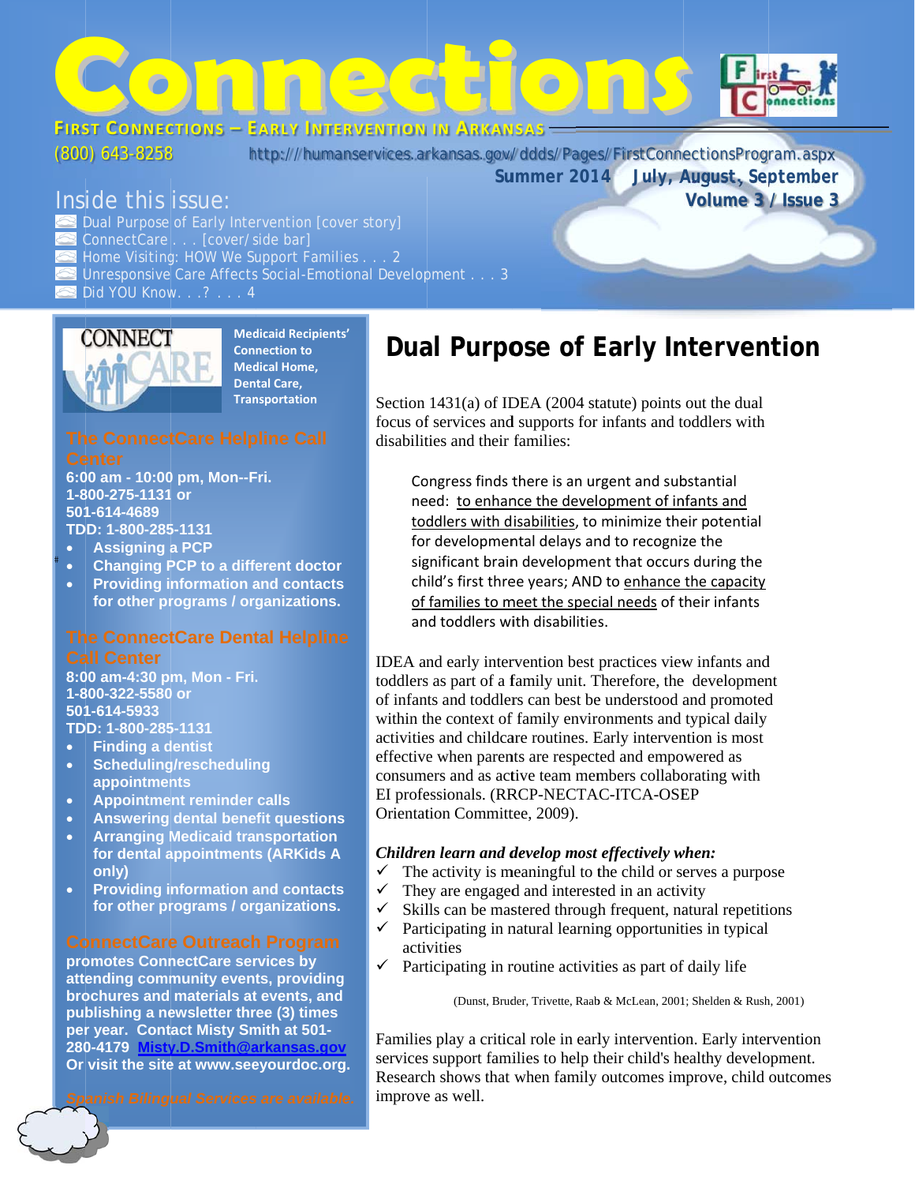# Connections

**First Connections – Early Intervention in Arkansas**

(800) 643-8258    http:///humanservices.arkansas.gov/ddds/Pages/FirstConnectionsProgram.aspx

**Summer 2014  July, August, September**
**Volume 3 / Issue 3**

## Inside this issue:

- Dual Purpose of Early Intervention [cover story]
- ConnectCare . . . [cover/side bar]
- Home Visiting: HOW We Support Families . . . 2
- Unresponsive Care Affects Social-Emotional Development . . . 3
- Did YOU Know. . .? . . . 4

---

**CONNECT CARE**

**Medicaid Recipients' Connection to Medical Home, Dental Care, Transportation**

### The ConnectCare Helpline Call Center

**6:00 am - 10:00 pm, Mon--Fri.**
**1-800-275-1131 or**
**501-614-4689**
**TDD: 1-800-285-1131**

- **Assigning a PCP**
- **Changing PCP to a different doctor**
- **Providing information and contacts for other programs / organizations.**

### The ConnectCare Dental Helpline Call Center

**8:00 am-4:30 pm, Mon - Fri.**
**1-800-322-5580 or**
**501-614-5933**
**TDD: 1-800-285-1131**

- **Finding a dentist**
- **Scheduling/rescheduling appointments**
- **Appointment reminder calls**
- **Answering dental benefit questions**
- **Arranging Medicaid transportation for dental appointments (ARKids A only)**
- **Providing information and contacts for other programs / organizations.**

### ConnectCare Outreach Program

**promotes ConnectCare services by attending community events, providing brochures and materials at events, and publishing a newsletter three (3) times per year. Contact Misty Smith at 501-280-4179 Misty.D.Smith@arkansas.gov Or visit the site at www.seeyourdoc.org.**

*Spanish Bilingual Services are available.*

---

# Dual Purpose of Early Intervention

Section 1431(a) of IDEA (2004 statute) points out the dual focus of services and supports for infants and toddlers with disabilities and their families:

> Congress finds there is an urgent and substantial need: to enhance the development of infants and toddlers with disabilities, to minimize their potential for developmental delays and to recognize the significant brain development that occurs during the child's first three years; AND to enhance the capacity of families to meet the special needs of their infants and toddlers with disabilities.

IDEA and early intervention best practices view infants and toddlers as part of a family unit. Therefore, the development of infants and toddlers can best be understood and promoted within the context of family environments and typical daily activities and childcare routines. Early intervention is most effective when parents are respected and empowered as consumers and as active team members collaborating with EI professionals. (RRCP-NECTAC-ITCA-OSEP Orientation Committee, 2009).

***Children learn and develop most effectively when:***

- ✓ The activity is meaningful to the child or serves a purpose
- ✓ They are engaged and interested in an activity
- ✓ Skills can be mastered through frequent, natural repetitions
- ✓ Participating in natural learning opportunities in typical activities
- ✓ Participating in routine activities as part of daily life

(Dunst, Bruder, Trivette, Raab & McLean, 2001; Shelden & Rush, 2001)

Families play a critical role in early intervention. Early intervention services support families to help their child's healthy development. Research shows that when family outcomes improve, child outcomes improve as well.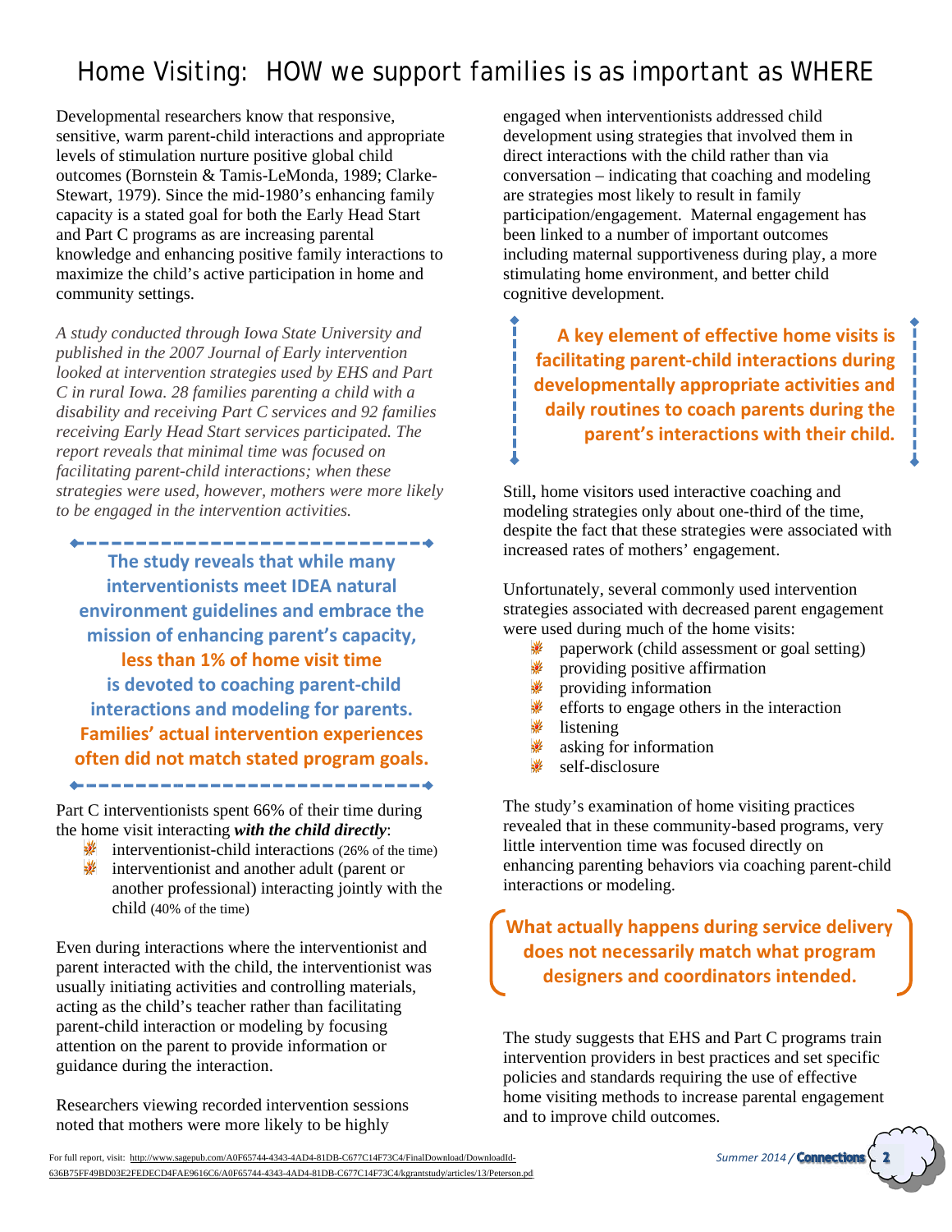# Home Visiting: HOW we support families is as important as WHERE

Developmental researchers know that responsive, sensitive, warm parent-child interactions and appropriate levels of stimulation nurture positive global child outcomes (Bornstein & Tamis-LeMonda, 1989; Clarke-Stewart, 1979). Since the mid-1980's enhancing family capacity is a stated goal for both the Early Head Start and Part C programs as are increasing parental knowledge and enhancing positive family interactions to maximize the child's active participation in home and community settings.

*A study conducted through Iowa State University and published in the 2007 Journal of Early intervention looked at intervention strategies used by EHS and Part C in rural Iowa. 28 families parenting a child with a disability and receiving Part C services and 92 families receiving Early Head Start services participated. The report reveals that minimal time was focused on facilitating parent-child interactions; when these strategies were used, however, mothers were more likely to be engaged in the intervention activities.*

**The study reveals that while many interventionists meet IDEA natural environment guidelines and embrace the mission of enhancing parent's capacity, less than 1% of home visit time is devoted to coaching parent-child interactions and modeling for parents. Families' actual intervention experiences often did not match stated program goals.**

Part C interventionists spent 66% of their time during the home visit interacting ***with the child directly***:

- interventionist-child interactions (26% of the time)
- interventionist and another adult (parent or another professional) interacting jointly with the child (40% of the time)

Even during interactions where the interventionist and parent interacted with the child, the interventionist was usually initiating activities and controlling materials, acting as the child's teacher rather than facilitating parent-child interaction or modeling by focusing attention on the parent to provide information or guidance during the interaction.

Researchers viewing recorded intervention sessions noted that mothers were more likely to be highly engaged when interventionists addressed child development using strategies that involved them in direct interactions with the child rather than via conversation – indicating that coaching and modeling are strategies most likely to result in family participation/engagement. Maternal engagement has been linked to a number of important outcomes including maternal supportiveness during play, a more stimulating home environment, and better child cognitive development.

**A key element of effective home visits is facilitating parent-child interactions during developmentally appropriate activities and daily routines to coach parents during the parent's interactions with their child.**

Still, home visitors used interactive coaching and modeling strategies only about one-third of the time, despite the fact that these strategies were associated with increased rates of mothers' engagement.

Unfortunately, several commonly used intervention strategies associated with decreased parent engagement were used during much of the home visits:

- paperwork (child assessment or goal setting)
- providing positive affirmation
- providing information
- efforts to engage others in the interaction
- listening
- asking for information
- self-disclosure

The study's examination of home visiting practices revealed that in these community-based programs, very little intervention time was focused directly on enhancing parenting behaviors via coaching parent-child interactions or modeling.

**What actually happens during service delivery does not necessarily match what program designers and coordinators intended.**

The study suggests that EHS and Part C programs train intervention providers in best practices and set specific policies and standards requiring the use of effective home visiting methods to increase parental engagement and to improve child outcomes.

For full report, visit: http://www.sagepub.com/A0F65744-4343-4AD4-81DB-C677C14F73C4/FinalDownload/DownloadId-636B75FF49BD03E2FEDECD4FAE9616C6/A0F65744-4343-4AD4-81DB-C677C14F73C4/kgrantstudy/articles/13/Peterson.pdf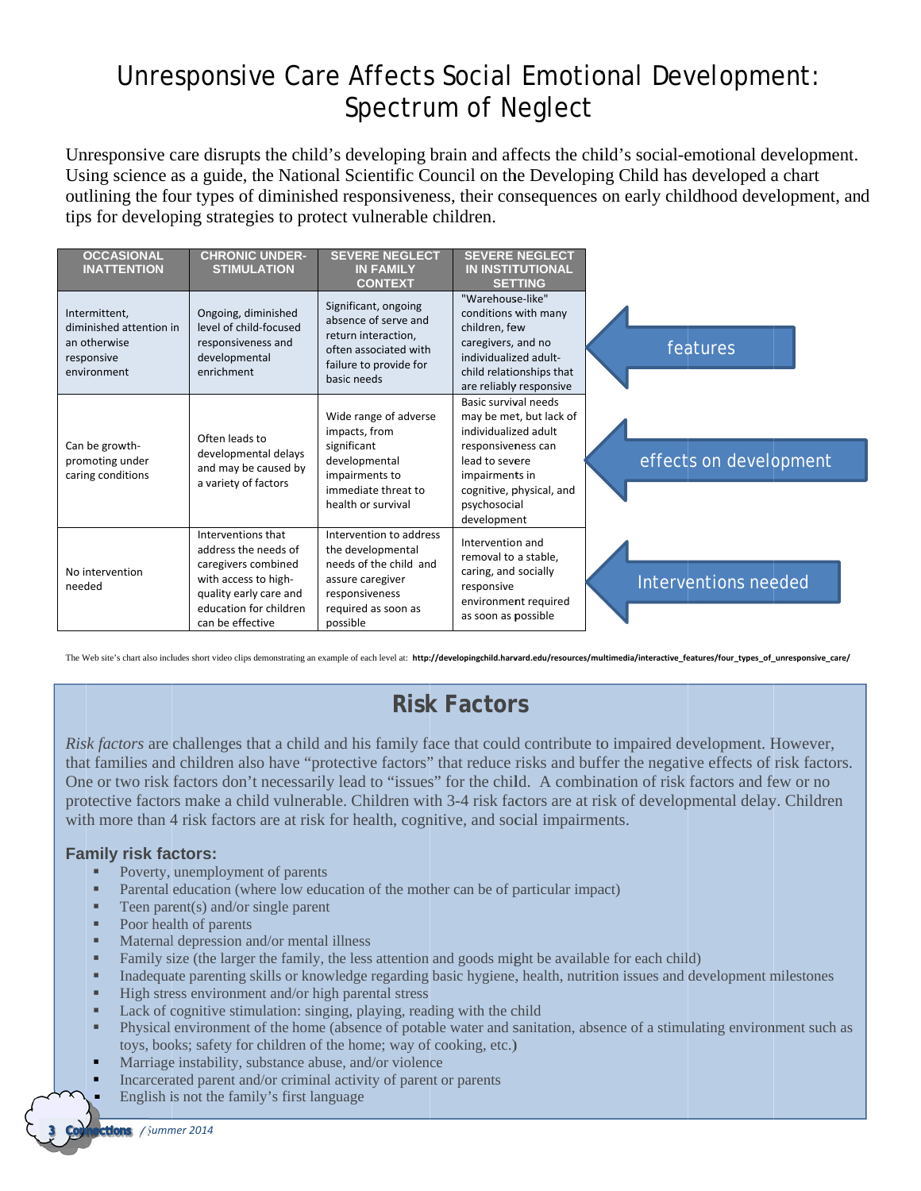# Unresponsive Care Affects Social Emotional Development: Spectrum of Neglect

Unresponsive care disrupts the child's developing brain and affects the child's social-emotional development. Using science as a guide, the National Scientific Council on the Developing Child has developed a chart outlining the four types of diminished responsiveness, their consequences on early childhood development, and tips for developing strategies to protect vulnerable children.

| OCCASIONAL INATTENTION | CHRONIC UNDER-STIMULATION | SEVERE NEGLECT IN FAMILY CONTEXT | SEVERE NEGLECT IN INSTITUTIONAL SETTING | |
|---|---|---|---|---|
| Intermittent, diminished attention in an otherwise responsive environment | Ongoing, diminished level of child-focused responsiveness and developmental enrichment | Significant, ongoing absence of serve and return interaction, often associated with failure to provide for basic needs | "Warehouse-like" conditions with many children, few caregivers, and no individualized adult-child relationships that are reliably responsive | features |
| Can be growth-promoting under caring conditions | Often leads to developmental delays and may be caused by a variety of factors | Wide range of adverse impacts, from significant developmental impairments to immediate threat to health or survival | Basic survival needs may be met, but lack of individualized adult responsiveness can lead to severe impairments in cognitive, physical, and psychosocial development | effects on development |
| No intervention needed | Interventions that address the needs of caregivers combined with access to high-quality early care and education for children can be effective | Intervention to address the developmental needs of the child and assure caregiver responsiveness required as soon as possible | Intervention and removal to a stable, caring, and socially responsive environment required as soon as possible | Interventions needed |

The Web site's chart also includes short video clips demonstrating an example of each level at: **http://developingchild.harvard.edu/resources/multimedia/interactive_features/four_types_of_unresponsive_care/**

## Risk Factors

*Risk factors* are challenges that a child and his family face that could contribute to impaired development. However, that families and children also have "protective factors" that reduce risks and buffer the negative effects of risk factors. One or two risk factors don't necessarily lead to "issues" for the child. A combination of risk factors and few or no protective factors make a child vulnerable. Children with 3-4 risk factors are at risk of developmental delay. Children with more than 4 risk factors are at risk for health, cognitive, and social impairments.

### Family risk factors:

- Poverty, unemployment of parents
- Parental education (where low education of the mother can be of particular impact)
- Teen parent(s) and/or single parent
- Poor health of parents
- Maternal depression and/or mental illness
- Family size (the larger the family, the less attention and goods might be available for each child)
- Inadequate parenting skills or knowledge regarding basic hygiene, health, nutrition issues and development milestones
- High stress environment and/or high parental stress
- Lack of cognitive stimulation: singing, playing, reading with the child
- Physical environment of the home (absence of potable water and sanitation, absence of a stimulating environment such as toys, books; safety for children of the home; way of cooking, etc.)
- Marriage instability, substance abuse, and/or violence
- Incarcerated parent and/or criminal activity of parent or parents
- English is not the family's first language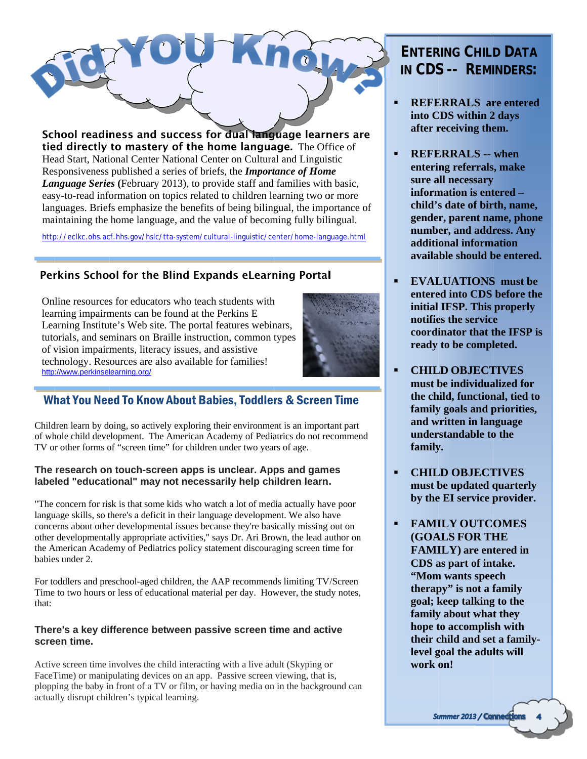# Did YOU Know?

**School readiness and success for dual language learners are tied directly to mastery of the home language.** The Office of Head Start, National Center National Center on Cultural and Linguistic Responsiveness published a series of briefs, the ***Importance of Home Language Series*** **(**February 2013), to provide staff and families with basic, easy-to-read information on topics related to children learning two or more languages. Briefs emphasize the benefits of being bilingual, the importance of maintaining the home language, and the value of becoming fully bilingual.

http://eclkc.ohs.acf.hhs.gov/hslc/tta-system/cultural-linguistic/center/home-language.html

## Perkins School for the Blind Expands eLearning Portal

Online resources for educators who teach students with learning impairments can be found at the Perkins E Learning Institute's Web site. The portal features webinars, tutorials, and seminars on Braille instruction, common types of vision impairments, literacy issues, and assistive technology. Resources are also available for families!
http://www.perkinselearning.org/

## What You Need To Know About Babies, Toddlers & Screen Time

Children learn by doing, so actively exploring their environment is an important part of whole child development. The American Academy of Pediatrics do not recommend TV or other forms of "screen time" for children under two years of age.

**The research on touch-screen apps is unclear. Apps and games labeled "educational" may not necessarily help children learn.**

"The concern for risk is that some kids who watch a lot of media actually have poor language skills, so there's a deficit in their language development. We also have concerns about other developmental issues because they're basically missing out on other developmentally appropriate activities," says Dr. Ari Brown, the lead author on the American Academy of Pediatrics policy statement discouraging screen time for babies under 2.

For toddlers and preschool-aged children, the AAP recommends limiting TV/Screen Time to two hours or less of educational material per day. However, the study notes, that:

**There's a key difference between passive screen time and active screen time.**

Active screen time involves the child interacting with a live adult (Skyping or FaceTime) or manipulating devices on an app. Passive screen viewing, that is, plopping the baby in front of a TV or film, or having media on in the background can actually disrupt children's typical learning.

## Entering Child Data in CDS -- Reminders:

- **REFERRALS are entered into CDS within 2 days after receiving them.**
- **REFERRALS -- when entering referrals, make sure all necessary information is entered – child's date of birth, name, gender, parent name, phone number, and address. Any additional information available should be entered.**
- **EVALUATIONS must be entered into CDS before the initial IFSP. This properly notifies the service coordinator that the IFSP is ready to be completed.**
- **CHILD OBJECTIVES must be individualized for the child, functional, tied to family goals and priorities, and written in language understandable to the family.**
- **CHILD OBJECTIVES must be updated quarterly by the EI service provider.**
- **FAMILY OUTCOMES (GOALS FOR THE FAMILY) are entered in CDS as part of intake. "Mom wants speech therapy" is not a family goal; keep talking to the family about what they hope to accomplish with their child and set a family-level goal the adults will work on!**